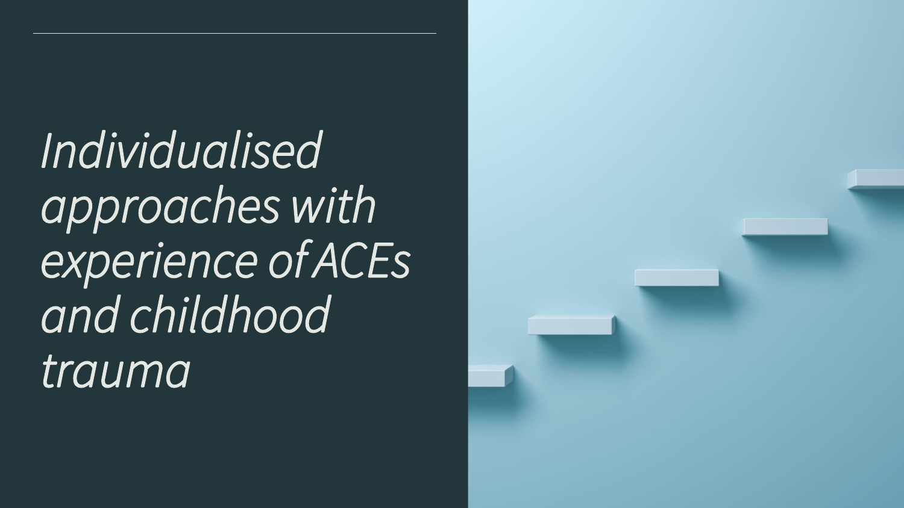# *Individualised approaches with experience of ACEs and childhood trauma*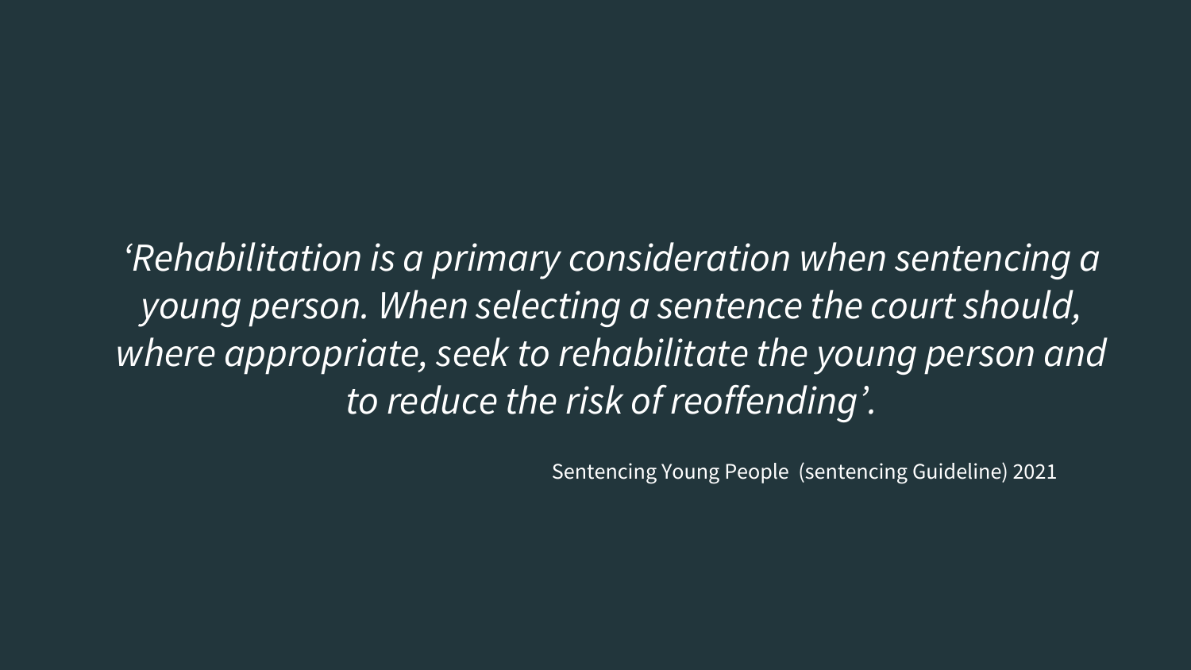*‘Rehabilitation is a primary consideration when sentencing a young person. When selecting a sentence the court should, where appropriate, seek to rehabilitate the young person and to reduce the risk of reoffending’.*

Sentencing Young People (sentencing Guideline) 2021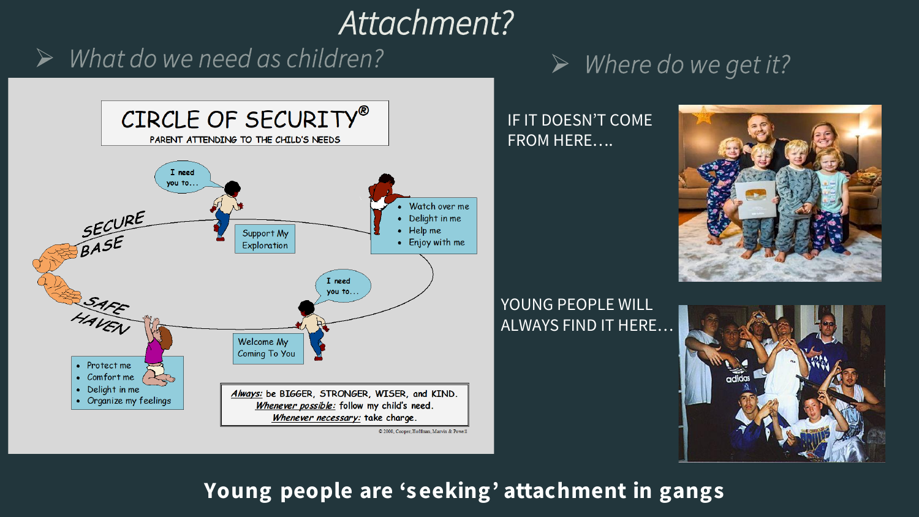# Attachment?

- What do we need as children?

## CIRCLE OF SECURITY®

PARENT ATTENDING TO THE CHILD'S NEEDS

SECURE BASE

I need you to…

Support My Exploration

- Watch over me
- Delight in me
- Help me
- Enjoy with me

SAFE HAVEN

I need you to…

Welcome My Coming To You

- Protect me
- Comfort me
- Delight in me
- Organize my feelings

*Always:* be BIGGER, STRONGER, WISER, and KIND.
*Whenever possible:* follow my child's need.
*Whenever necessary:* take charge.

© 2000, Cooper, Hoffman, Marvin & Powell

- Where do we get it?

IF IT DOESN'T COME FROM HERE….

YOUNG PEOPLE WILL ALWAYS FIND IT HERE…

**Young people are 'seeking' attachment in gangs**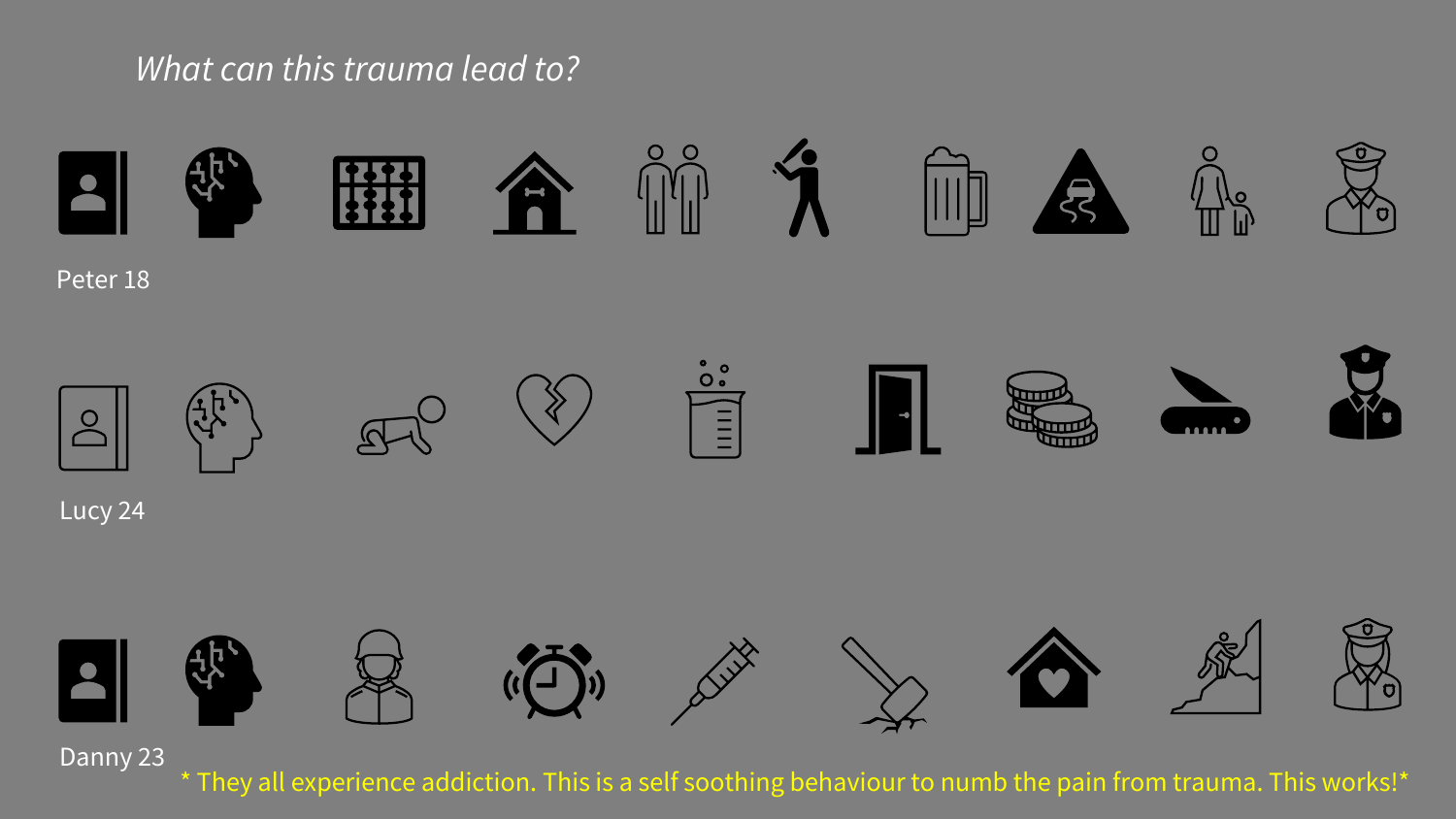*What can this trauma lead to?*

Peter 18

Lucy 24

Danny 23

* They all experience addiction. This is a self soothing behaviour to numb the pain from trauma. This works!*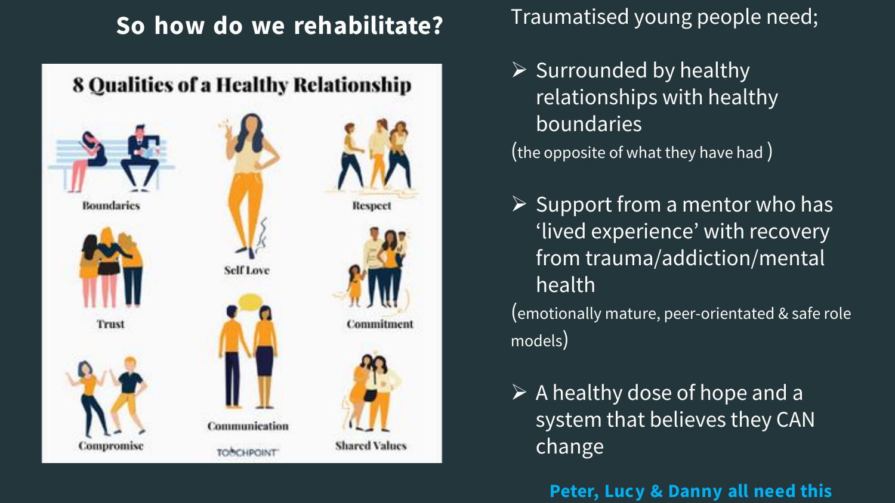## So how do we rehabilitate?

**8 Qualities of a Healthy Relationship**

Boundaries

Self Love

Respect

Trust

Commitment

Compromise

Communication

Shared Values

TOUCHPOINT

Traumatised young people need;

- Surrounded by healthy relationships with healthy boundaries

(the opposite of what they have had )

- Support from a mentor who has 'lived experience' with recovery from trauma/addiction/mental health

(emotionally mature, peer-orientated & safe role models)

- A healthy dose of hope and a system that believes they CAN change

**Peter, Lucy & Danny all need this**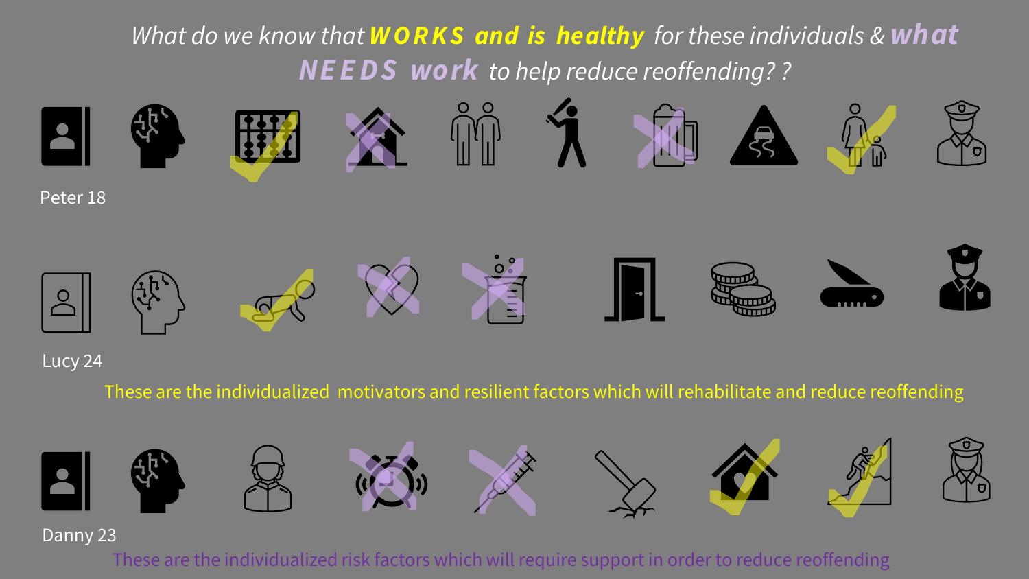## *What do we know that* ***WORKS and is healthy*** *for these individuals &* ***what NEEDS work*** *to help reduce reoffending? ?*

Peter 18

Lucy 24

These are the individualized motivators and resilient factors which will rehabilitate and reduce reoffending

Danny 23

These are the individualized risk factors which will require support in order to reduce reoffending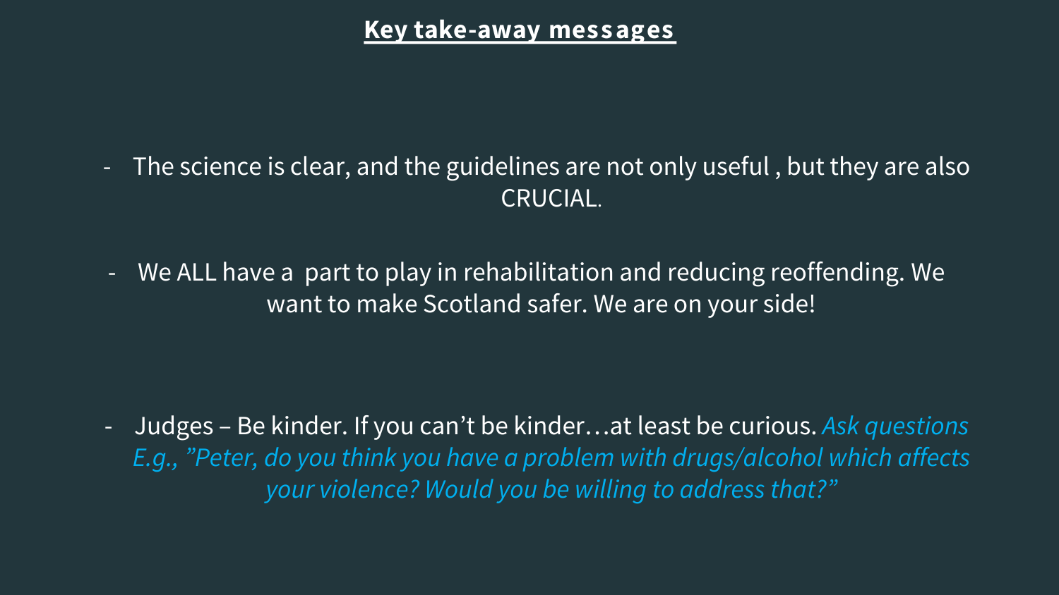# **Key take-away messages**

- The science is clear, and the guidelines are not only useful , but they are also CRUCIAL.

- We ALL have a part to play in rehabilitation and reducing reoffending. We want to make Scotland safer. We are on your side!

- Judges – Be kinder. If you can't be kinder…at least be curious. *Ask questions E.g., "Peter, do you think you have a problem with drugs/alcohol which affects your violence? Would you be willing to address that?"*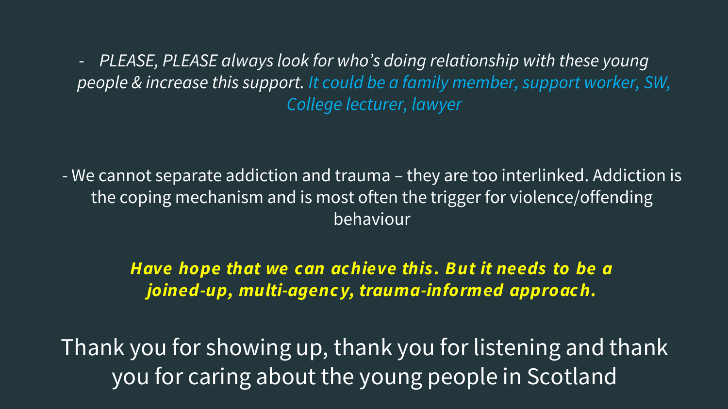- *PLEASE, PLEASE always look for who's doing relationship with these young people & increase this support. It could be a family member, support worker, SW, College lecturer, lawyer*

- We cannot separate addiction and trauma – they are too interlinked. Addiction is the coping mechanism and is most often the trigger for violence/offending behaviour

***Have hope that we can achieve this. But it needs to be a joined-up, multi-agency, trauma-informed approach.***

Thank you for showing up, thank you for listening and thank you for caring about the young people in Scotland